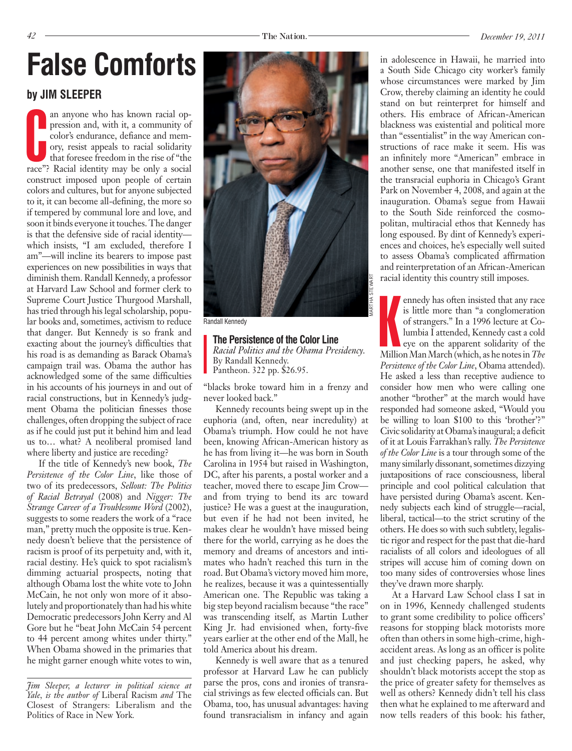# False Comforts

**by JIM SLEEPER**

Can anyone who has known racial oppression and, with it, a community of color's endurance, defiance and memory, resist appeals to racial solidarity that foresee freedom in the rise of "the race"? Racial identity may be only a social construct imposed upon people of certain colors and cultures, but for anyone subjected to it, it can become all-defining, the more so if tempered by communal lore and love, and soon it binds everyone it touches. The danger is that the defensive side of racial identity—which insists, "I am excluded, therefore I am"—will incline its bearers to impose past experiences on new possibilities in ways that diminish them. Randall Kennedy, a professor at Harvard Law School and former clerk to Supreme Court Justice Thurgood Marshall, has tried through his legal scholarship, popular books and, sometimes, activism to reduce that danger. But Kennedy is so frank and exacting about the journey's difficulties that his road is as demanding as Barack Obama's campaign trail was. Obama the author has acknowledged some of the same difficulties in his accounts of his journeys in and out of racial constructions, but in Kennedy's judgment Obama the politician finesses those challenges, often dropping the subject of race as if he could just put it behind him and lead us to… what? A neoliberal promised land where liberty and justice are receding?

If the title of Kennedy's new book, *The Persistence of the Color Line*, like those of two of its predecessors, *Sellout: The Politics of Racial Betrayal* (2008) and *Nigger: The Strange Career of a Troublesome Word* (2002), suggests to some readers the work of a "race man," pretty much the opposite is true. Kennedy doesn't believe that the persistence of racism is proof of its perpetuity and, with it, racial destiny. He's quick to spot racialism's dimming actuarial prospects, noting that although Obama lost the white vote to John McCain, he not only won more of it absolutely and proportionately than had his white Democratic predecessors John Kerry and Al Gore but he "beat John McCain 54 percent to 44 percent among whites under thirty." When Obama showed in the primaries that he might garner enough white votes to win, "blacks broke toward him in a frenzy and never looked back."

*Jim Sleeper, a lecturer in political science at Yale, is the author of* Liberal Racism *and* The Closest of Strangers: Liberalism and the Politics of Race in New York.

Randall Kennedy

**The Persistence of the Color Line**
*Racial Politics and the Obama Presidency.*
By Randall Kennedy.
Pantheon. 322 pp. $26.95.

Kennedy recounts being swept up in the euphoria (and, often, near incredulity) at Obama's triumph. How could he not have been, knowing African-American history as he has from living it—he was born in South Carolina in 1954 but raised in Washington, DC, after his parents, a postal worker and a teacher, moved there to escape Jim Crow—and from trying to bend its arc toward justice? He was a guest at the inauguration, but even if he had not been invited, he makes clear he wouldn't have missed being there for the world, carrying as he does the memory and dreams of ancestors and intimates who hadn't reached this turn in the road. But Obama's victory moved him more, he realizes, because it was a quintessentially American one. The Republic was taking a big step beyond racialism because "the race" was transcending itself, as Martin Luther King Jr. had envisioned when, forty-five years earlier at the other end of the Mall, he told America about his dream.

Kennedy is well aware that as a tenured professor at Harvard Law he can publicly parse the pros, cons and ironies of transracial strivings as few elected officials can. But Obama, too, has unusual advantages: having found transracialism in infancy and again in adolescence in Hawaii, he married into a South Side Chicago city worker's family whose circumstances were marked by Jim Crow, thereby claiming an identity he could stand on but reinterpret for himself and others. His embrace of African-American blackness was existential and political more than "essentialist" in the way American constructions of race make it seem. His was an infinitely more "American" embrace in another sense, one that manifested itself in the transracial euphoria in Chicago's Grant Park on November 4, 2008, and again at the inauguration. Obama's segue from Hawaii to the South Side reinforced the cosmopolitan, multiracial ethos that Kennedy has long espoused. By dint of Kennedy's experiences and choices, he's especially well suited to assess Obama's complicated affirmation and reinterpretation of an African-American racial identity this country still imposes.

Kennedy has often insisted that any race is little more than "a conglomeration of strangers." In a 1996 lecture at Columbia I attended, Kennedy cast a cold eye on the apparent solidarity of the Million Man March (which, as he notes in *The Persistence of the Color Line*, Obama attended). He asked a less than receptive audience to consider how men who were calling one another "brother" at the march would have responded had someone asked, "Would you be willing to loan $100 to this 'brother'?" Civic solidarity at Obama's inaugural; a deficit of it at Louis Farrakhan's rally. *The Persistence of the Color Line* is a tour through some of the many similarly dissonant, sometimes dizzying juxtapositions of race consciousness, liberal principle and cool political calculation that have persisted during Obama's ascent. Kennedy subjects each kind of struggle—racial, liberal, tactical—to the strict scrutiny of the others. He does so with such subtlety, legalistic rigor and respect for the past that die-hard racialists of all colors and ideologues of all stripes will accuse him of coming down on too many sides of controversies whose lines they've drawn more sharply.

At a Harvard Law School class I sat in on in 1996, Kennedy challenged students to grant some credibility to police officers' reasons for stopping black motorists more often than others in some high-crime, high-accident areas. As long as an officer is polite and just checking papers, he asked, why shouldn't black motorists accept the stop as the price of greater safety for themselves as well as others? Kennedy didn't tell his class then what he explained to me afterward and now tells readers of this book: his father,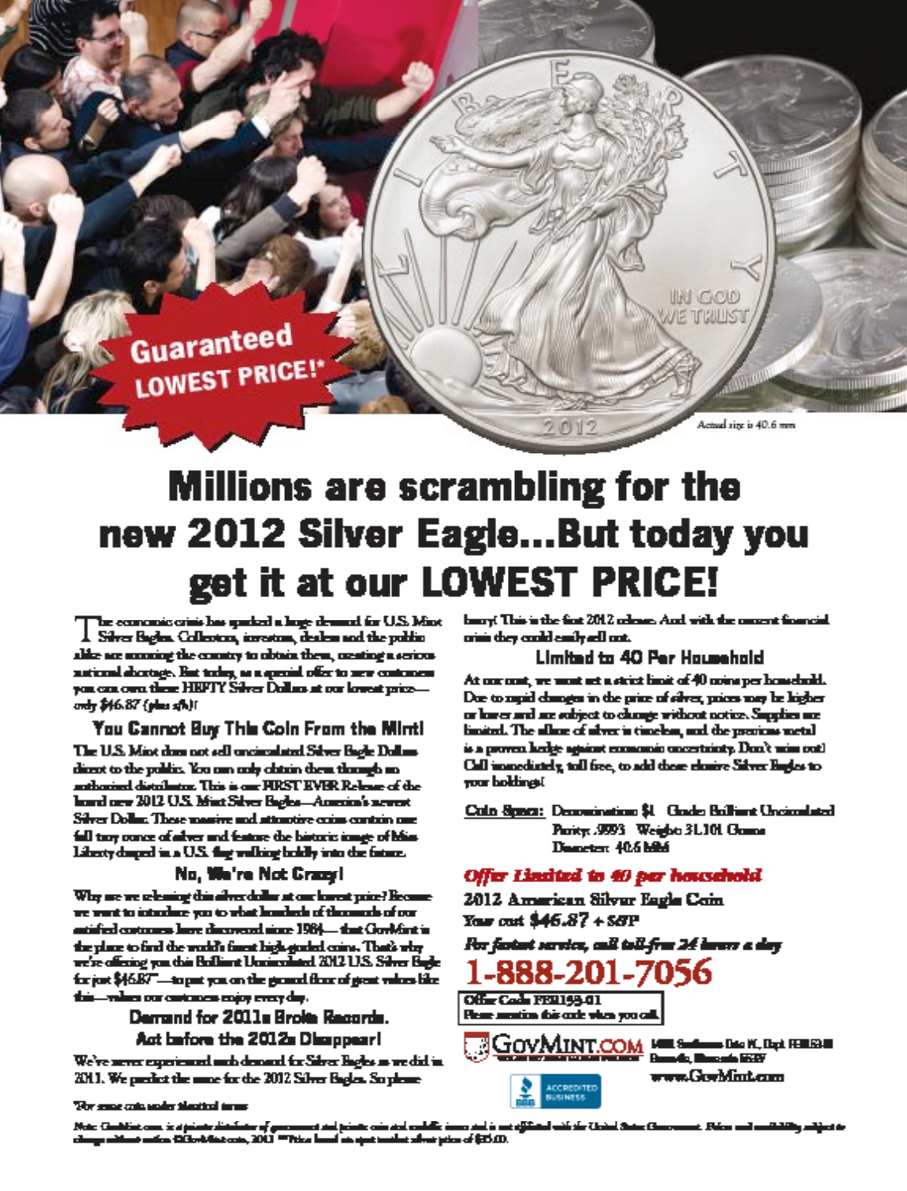Guaranteed LOWEST PRICE!*

Actual size is 40.6 mm

# Millions are scrambling for the new 2012 Silver Eagle...But today you get it at our LOWEST PRICE!

The economic crisis has sparked a huge demand for U.S. Mint Silver Eagles. Collectors, investors, dealers and the public alike are scouring the country to obtain them, creating a serious national shortage. But today, as a special offer to new customers you can own these HEFTY Silver Dollars at our lowest price—only $46.87 (plus s/h)!

## You Cannot Buy This Coin From the Mint!

The U.S. Mint does not sell uncirculated Silver Eagle Dollars direct to the public. You can only obtain them through an authorized distributor. This is our FIRST EVER Release of the brand new 2012 U.S. Mint Silver Eagles—America's newest Silver Dollar. These massive and attractive coins contain one full troy ounce of silver and feature the historic image of Miss Liberty draped in a U.S. flag walking boldly into the future.

## No, We're Not Crazy!

Why are we releasing this silver dollar at our lowest price? Because we want to introduce you to what hundreds of thousands of our satisfied customers have discovered since 1984— that GovMint is the place to find the world's finest high-graded coins. That's why we're offering you this Brilliant Uncirculated 2012 U.S. Silver Eagle for just $46.87**—to put you on the ground floor of great values like this—values our customers enjoy every day.

## Demand for 2011s Broke Records. Act before the 2012s Disappear!

We've never experienced such demand for Silver Eagles as we did in 2011. We predict the same for the 2012 Silver Eagles. So please hurry! This is the first 2012 release. And with the current financial crisis they could easily sell out.

## Limited to 40 Per Household

At our cost, we must set a strict limit of 40 coins per household. Due to rapid changes in the price of silver, prices may be higher or lower and are subject to change without notice. Supplies are limited. The allure of silver is timeless, and the precious metal is a proven hedge against economic uncertainty. Don't miss out! Call immediately, toll free, to add these elusive Silver Eagles to your holdings!

**Coin Specs:** Denomination $1 Grade: Brilliant Uncirculated
Purity: .9993 Weight: 31.101 Grams
Diameter: 40.6 MM

***Offer Limited to 40 per household***

**2012 American Silver Eagle Coin**
**Your cost $46.87 + S&P**

***For fastest service, call toll-free 24 hours a day***

**1-888-201-7056**

Offer Code FER153-01
Please mention this code when you call.

GovMint.com 14101 Southcross Drive W., Dept. FER153-01 Burnsville, Minnesota 55337
www.GovMint.com

ACCREDITED BUSINESS

*For same coin under identical terms

Note: GovMint.com is a private distributor of government and private coin and medallic issues and is not affiliated with the United States Government. Prices and availability subject to change without notice. ©GovMint.com, 2012 **Price based on spot market silver price of $35.00.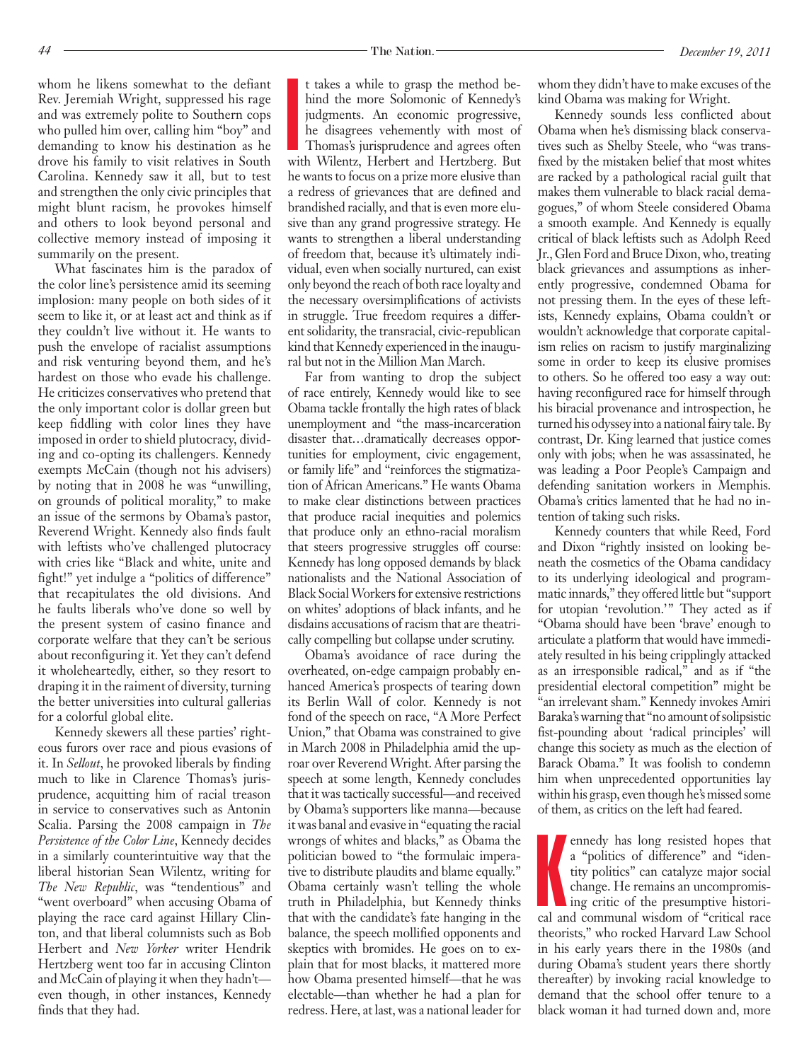whom he likens somewhat to the defiant Rev. Jeremiah Wright, suppressed his rage and was extremely polite to Southern cops who pulled him over, calling him "boy" and demanding to know his destination as he drove his family to visit relatives in South Carolina. Kennedy saw it all, but to test and strengthen the only civic principles that might blunt racism, he provokes himself and others to look beyond personal and collective memory instead of imposing it summarily on the present.

What fascinates him is the paradox of the color line's persistence amid its seeming implosion: many people on both sides of it seem to like it, or at least act and think as if they couldn't live without it. He wants to push the envelope of racialist assumptions and risk venturing beyond them, and he's hardest on those who evade his challenge. He criticizes conservatives who pretend that the only important color is dollar green but keep fiddling with color lines they have imposed in order to shield plutocracy, dividing and co-opting its challengers. Kennedy exempts McCain (though not his advisers) by noting that in 2008 he was "unwilling, on grounds of political morality," to make an issue of the sermons by Obama's pastor, Reverend Wright. Kennedy also finds fault with leftists who've challenged plutocracy with cries like "Black and white, unite and fight!" yet indulge a "politics of difference" that recapitulates the old divisions. And he faults liberals who've done so well by the present system of casino finance and corporate welfare that they can't be serious about reconfiguring it. Yet they can't defend it wholeheartedly, either, so they resort to draping it in the raiment of diversity, turning the better universities into cultural gallerias for a colorful global elite.

Kennedy skewers all these parties' righteous furors over race and pious evasions of it. In *Sellout*, he provoked liberals by finding much to like in Clarence Thomas's jurisprudence, acquitting him of racial treason in service to conservatives such as Antonin Scalia. Parsing the 2008 campaign in *The Persistence of the Color Line*, Kennedy decides in a similarly counterintuitive way that the liberal historian Sean Wilentz, writing for *The New Republic*, was "tendentious" and "went overboard" when accusing Obama of playing the race card against Hillary Clinton, and that liberal columnists such as Bob Herbert and *New Yorker* writer Hendrik Hertzberg went too far in accusing Clinton and McCain of playing it when they hadn't—even though, in other instances, Kennedy finds that they had.

It takes a while to grasp the method behind the more Solomonic of Kennedy's judgments. An economic progressive, he disagrees vehemently with most of Thomas's jurisprudence and agrees often with Wilentz, Herbert and Hertzberg. But he wants to focus on a prize more elusive than a redress of grievances that are defined and brandished racially, and that is even more elusive than any grand progressive strategy. He wants to strengthen a liberal understanding of freedom that, because it's ultimately individual, even when socially nurtured, can exist only beyond the reach of both race loyalty and the necessary oversimplifications of activists in struggle. True freedom requires a different solidarity, the transracial, civic-republican kind that Kennedy experienced in the inaugural but not in the Million Man March.

Far from wanting to drop the subject of race entirely, Kennedy would like to see Obama tackle frontally the high rates of black unemployment and "the mass-incarceration disaster that…dramatically decreases opportunities for employment, civic engagement, or family life" and "reinforces the stigmatization of African Americans." He wants Obama to make clear distinctions between practices that produce racial inequities and polemics that produce only an ethno-racial moralism that steers progressive struggles off course: Kennedy has long opposed demands by black nationalists and the National Association of Black Social Workers for extensive restrictions on whites' adoptions of black infants, and he disdains accusations of racism that are theatrically compelling but collapse under scrutiny.

Obama's avoidance of race during the overheated, on-edge campaign probably enhanced America's prospects of tearing down its Berlin Wall of color. Kennedy is not fond of the speech on race, "A More Perfect Union," that Obama was constrained to give in March 2008 in Philadelphia amid the uproar over Reverend Wright. After parsing the speech at some length, Kennedy concludes that it was tactically successful—and received by Obama's supporters like manna—because it was banal and evasive in "equating the racial wrongs of whites and blacks," as Obama the politician bowed to "the formulaic imperative to distribute plaudits and blame equally." Obama certainly wasn't telling the whole truth in Philadelphia, but Kennedy thinks that with the candidate's fate hanging in the balance, the speech mollified opponents and skeptics with bromides. He goes on to explain that for most blacks, it mattered more how Obama presented himself—that he was electable—than whether he had a plan for redress. Here, at last, was a national leader for whom they didn't have to make excuses of the kind Obama was making for Wright.

Kennedy sounds less conflicted about Obama when he's dismissing black conservatives such as Shelby Steele, who "was transfixed by the mistaken belief that most whites are racked by a pathological racial guilt that makes them vulnerable to black racial demagogues," of whom Steele considered Obama a smooth example. And Kennedy is equally critical of black leftists such as Adolph Reed Jr., Glen Ford and Bruce Dixon, who, treating black grievances and assumptions as inherently progressive, condemned Obama for not pressing them. In the eyes of these leftists, Kennedy explains, Obama couldn't or wouldn't acknowledge that corporate capitalism relies on racism to justify marginalizing some in order to keep its elusive promises to others. So he offered too easy a way out: having reconfigured race for himself through his biracial provenance and introspection, he turned his odyssey into a national fairy tale. By contrast, Dr. King learned that justice comes only with jobs; when he was assassinated, he was leading a Poor People's Campaign and defending sanitation workers in Memphis. Obama's critics lamented that he had no intention of taking such risks.

Kennedy counters that while Reed, Ford and Dixon "rightly insisted on looking beneath the cosmetics of the Obama candidacy to its underlying ideological and programmatic innards," they offered little but "support for utopian 'revolution.'" They acted as if "Obama should have been 'brave' enough to articulate a platform that would have immediately resulted in his being cripplingly attacked as an irresponsible radical," and as if "the presidential electoral competition" might be "an irrelevant sham." Kennedy invokes Amiri Baraka's warning that "no amount of solipsistic fist-pounding about 'radical principles' will change this society as much as the election of Barack Obama." It was foolish to condemn him when unprecedented opportunities lay within his grasp, even though he's missed some of them, as critics on the left had feared.

Kennedy has long resisted hopes that a "politics of difference" and "identity politics" can catalyze major social change. He remains an uncompromising critic of the presumptive historical and communal wisdom of "critical race theorists," who rocked Harvard Law School in his early years there in the 1980s (and during Obama's student years there shortly thereafter) by invoking racial knowledge to demand that the school offer tenure to a black woman it had turned down and, more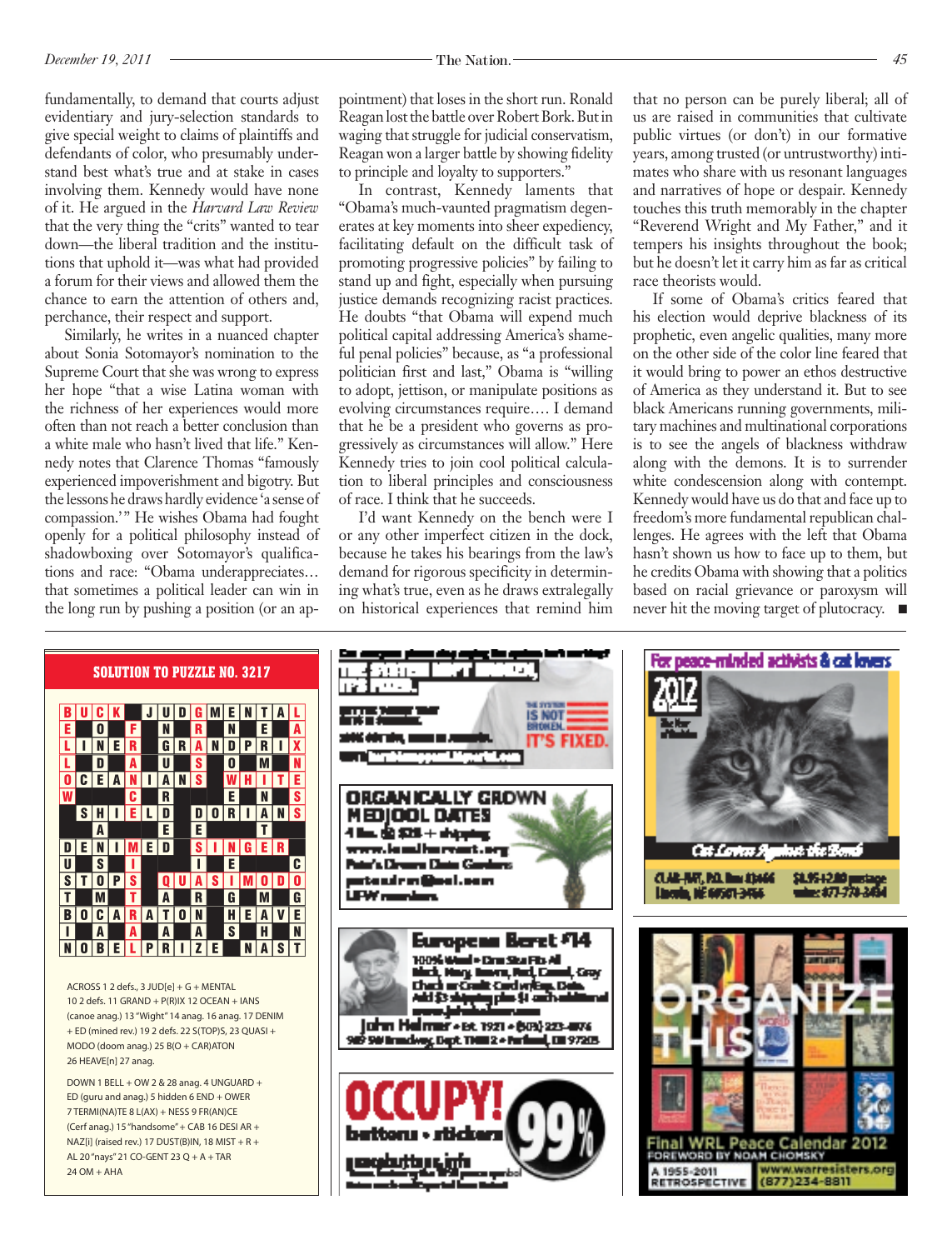fundamentally, to demand that courts adjust evidentiary and jury-selection standards to give special weight to claims of plaintiffs and defendants of color, who presumably understand best what's true and at stake in cases involving them. Kennedy would have none of it. He argued in the *Harvard Law Review* that the very thing the "crits" wanted to tear down—the liberal tradition and the institutions that uphold it—was what had provided a forum for their views and allowed them the chance to earn the attention of others and, perchance, their respect and support.

Similarly, he writes in a nuanced chapter about Sonia Sotomayor's nomination to the Supreme Court that she was wrong to express her hope "that a wise Latina woman with the richness of her experiences would more often than not reach a better conclusion than a white male who hasn't lived that life." Kennedy notes that Clarence Thomas "famously experienced impoverishment and bigotry. But the lessons he draws hardly evidence 'a sense of compassion.'" He wishes Obama had fought openly for a political philosophy instead of shadowboxing over Sotomayor's qualifications and race: "Obama underappreciates… that sometimes a political leader can win in the long run by pushing a position (or an appointment) that loses in the short run. Ronald Reagan lost the battle over Robert Bork. But in waging that struggle for judicial conservatism, Reagan won a larger battle by showing fidelity to principle and loyalty to supporters."

In contrast, Kennedy laments that "Obama's much-vaunted pragmatism degenerates at key moments into sheer expediency, facilitating default on the difficult task of promoting progressive policies" by failing to stand up and fight, especially when pursuing justice demands recognizing racist practices. He doubts "that Obama will expend much political capital addressing America's shameful penal policies" because, as "a professional politician first and last," Obama is "willing to adopt, jettison, or manipulate positions as evolving circumstances require…. I demand that he be a president who governs as progressively as circumstances will allow." Here Kennedy tries to join cool political calculation to liberal principles and consciousness of race. I think that he succeeds.

I'd want Kennedy on the bench were I or any other imperfect citizen in the dock, because he takes his bearings from the law's demand for rigorous specificity in determining what's true, even as he draws extralegally on historical experiences that remind him that no person can be purely liberal; all of us are raised in communities that cultivate public virtues (or don't) in our formative years, among trusted (or untrustworthy) intimates who share with us resonant languages and narratives of hope or despair. Kennedy touches this truth memorably in the chapter "Reverend Wright and My Father," and it tempers his insights throughout the book; but he doesn't let it carry him as far as critical race theorists would.

If some of Obama's critics feared that his election would deprive blackness of its prophetic, even angelic qualities, many more on the other side of the color line feared that it would bring to power an ethos destructive of America as they understand it. But to see black Americans running governments, military machines and multinational corporations is to see the angels of blackness withdraw along with the demons. It is to surrender white condescension along with contempt. Kennedy would have us do that and face up to freedom's more fundamental republican challenges. He agrees with the left that Obama hasn't shown us how to face up to them, but he credits Obama with showing that a politics based on racial grievance or paroxysm will never hit the moving target of plutocracy. ■

## SOLUTION TO PUZZLE NO. 3217

| | | | | | | | | | | | | | |
|---|---|---|---|---|---|---|---|---|---|---|---|---|---|
| B | U | C | K | | J | U | D | G | M | E | N | T | A | L |
| E | | O | | F | | N | | R | | N | | E | | A |
| L | I | N | E | R | | G | R | A | N | D | P | R | I | X |
| L | | D | | A | | U | | S | | O | | M | | N |
| O | C | E | A | N | I | A | N | S | | W | H | I | T | E |
| W | | | | C | | R | | | | E | | N | | S |
| | S | H | I | E | L | D | | D | O | R | I | A | N | S |
| | | A | | | | E | | E | | | | T | | |
| D | E | N | I | M | E | D | | S | I | N | G | E | R | |
| U | | S | | I | | | | I | | E | | | | C |
| S | T | O | P | S | | Q | U | A | S | I | M | O | D | O |
| T | | M | | T | | A | | R | | G | | M | | G |
| B | O | C | A | R | A | T | O | N | | H | E | A | V | E |
| I | | A | | A | | A | | A | | S | | H | | N |
| N | O | B | E | L | P | R | I | Z | E | | N | A | S | T |

ACROSS 1 2 defs., 3 JUD[e] + G + MENTAL 10 2 defs. 11 GRAND + P(R)IX 12 OCEAN + IANS (canoe anag.) 13 "Wight" 14 anag. 16 anag. 17 DENIM + ED (mined rev.) 19 2 defs. 22 S(TOP)S, 23 QUASI + MODO (doom anag.) 25 B(O + CAR)ATON 26 HEAVE[n] 27 anag.

DOWN 1 BELL + OW 2 & 28 anag. 4 UNGUARD + ED (guru and anag.) 5 hidden 6 END + OWER 7 TERMI(NA)TE 8 L(AX) + NESS 9 FR(AN)CE (Cerf anag.) 15 "handsome" + CAB 16 DESI AR + NAZ(I) (raised rev.) 17 DUST(B)IN, 18 MIST + R + AL 20 "nays" 21 CO-GENT 23 Q + A + TAR 24 OM + AHA

Can anyone please stop saying the system isn't working?

THE SYSTEM ISN'T BROKEN, IT'S FIXED.

THE SYSTEM IS NOT BROKEN. IT'S FIXED.

ORGANICALLY GROWN MEDJOOL DATES

For peace-minded activists & cat lovers

2012

Cat Lovers Against the Bomb

European Beret #14

John Helmer • Est. 1921

OCCUPY! buttons • stickers 99%

ORGANIZE THIS

Final WRL Peace Calendar 2012

FOREWORD BY NOAM CHOMSKY

A 1955-2011 RETROSPECTIVE

www.warresisters.org (877)234-8811